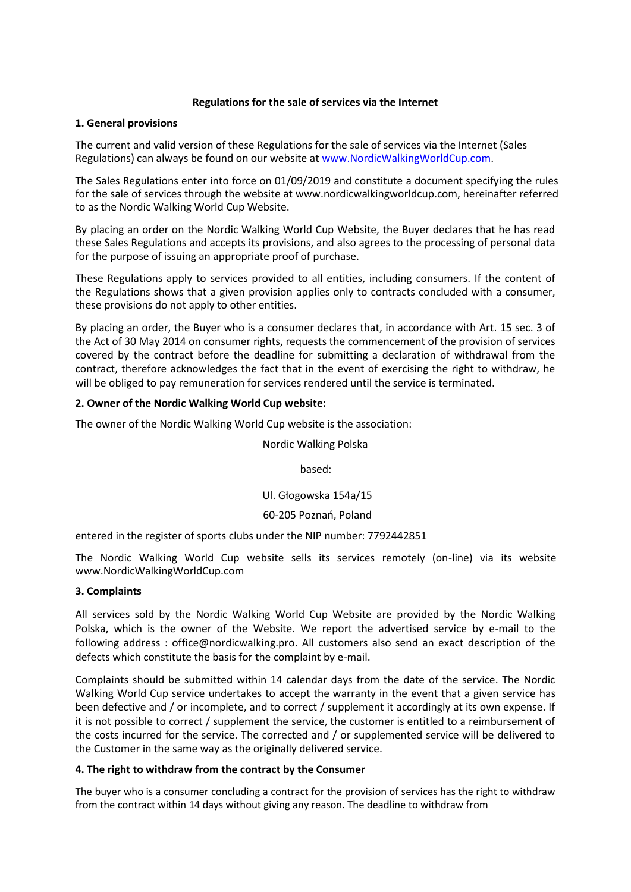# Regulations for the sale of services via the Internet

## 1. General provisions

The current and valid version of these Regulations for the sale of services via the Internet (Sales Regulations) can always be found on our website at [www.NordicWalkingWorldCup.com.](www.NordicWalkingWorldCup.com)

The Sales Regulations enter into force on 01/09/2019 and constitute a document specifying the rules for the sale of services through the website at www.nordicwalkingworldcup.com, hereinafter referred to as the Nordic Walking World Cup Website.

By placing an order on the Nordic Walking World Cup Website, the Buyer declares that he has read these Sales Regulations and accepts its provisions, and also agrees to the processing of personal data for the purpose of issuing an appropriate proof of purchase.

These Regulations apply to services provided to all entities, including consumers. If the content of the Regulations shows that a given provision applies only to contracts concluded with a consumer, these provisions do not apply to other entities.

By placing an order, the Buyer who is a consumer declares that, in accordance with Art. 15 sec. 3 of the Act of 30 May 2014 on consumer rights, requests the commencement of the provision of services covered by the contract before the deadline for submitting a declaration of withdrawal from the contract, therefore acknowledges the fact that in the event of exercising the right to withdraw, he will be obliged to pay remuneration for services rendered until the service is terminated.

## 2. Owner of the Nordic Walking World Cup website:

The owner of the Nordic Walking World Cup website is the association:

Nordic Walking Polska

based:

Ul. Głogowska 154a/15

60-205 Poznań, Poland

entered in the register of sports clubs under the NIP number: 7792442851

The Nordic Walking World Cup website sells its services remotely (on-line) via its website www.NordicWalkingWorldCup.com

## 3. Complaints

All services sold by the Nordic Walking World Cup Website are provided by the Nordic Walking Polska, which is the owner of the Website. We report the advertised service by e-mail to the following address : office@nordicwalking.pro. All customers also send an exact description of the defects which constitute the basis for the complaint by e-mail.

Complaints should be submitted within 14 calendar days from the date of the service. The Nordic Walking World Cup service undertakes to accept the warranty in the event that a given service has been defective and / or incomplete, and to correct / supplement it accordingly at its own expense. If it is not possible to correct / supplement the service, the customer is entitled to a reimbursement of the costs incurred for the service. The corrected and / or supplemented service will be delivered to the Customer in the same way as the originally delivered service.

## 4. The right to withdraw from the contract by the Consumer

The buyer who is a consumer concluding a contract for the provision of services has the right to withdraw from the contract within 14 days without giving any reason. The deadline to withdraw from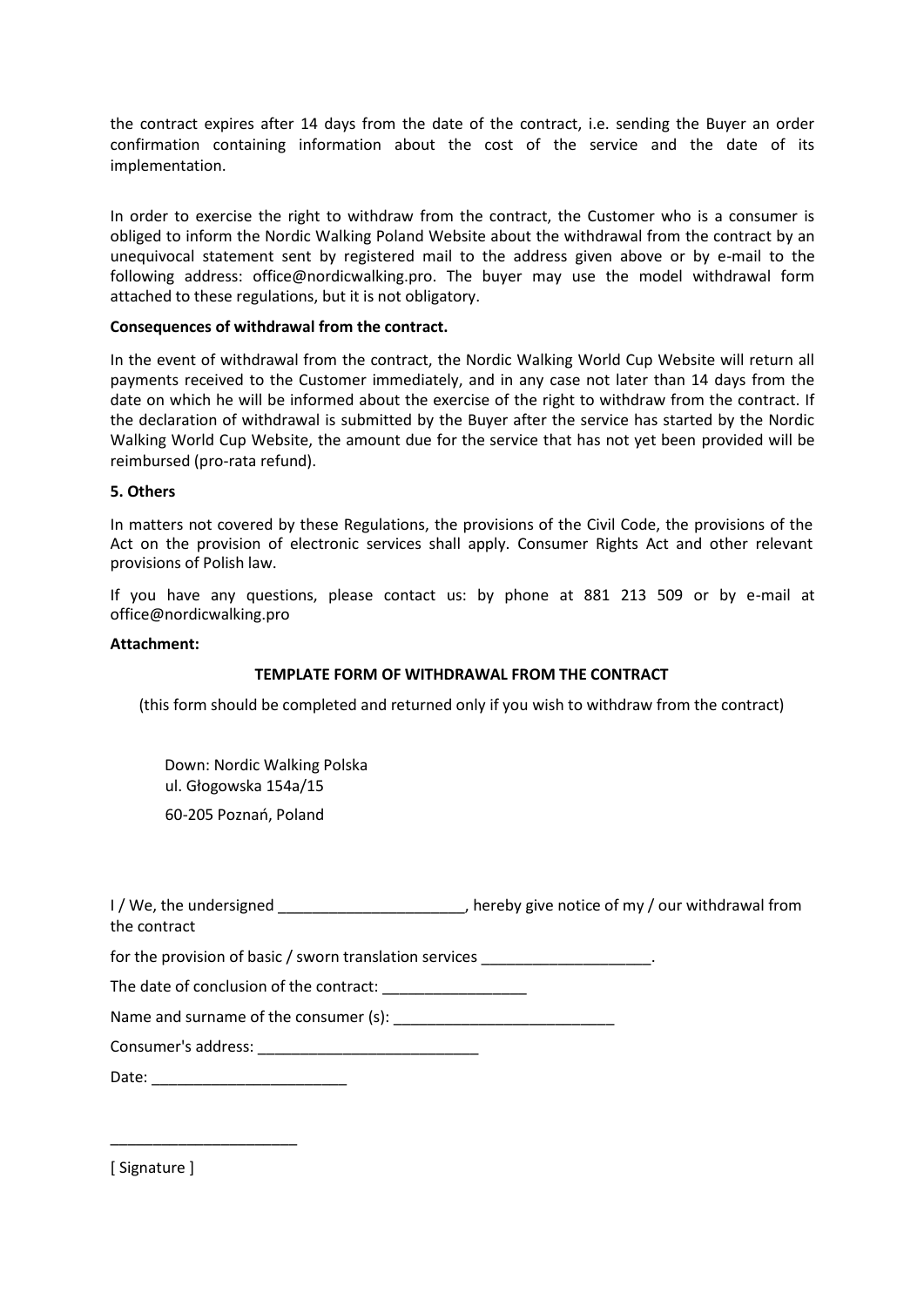the contract expires after 14 days from the date of the contract, i.e. sending the Buyer an order confirmation containing information about the cost of the service and the date of its implementation.

In order to exercise the right to withdraw from the contract, the Customer who is a consumer is obliged to inform the Nordic Walking Poland Website about the withdrawal from the contract by an unequivocal statement sent by registered mail to the address given above or by e-mail to the following address: office@nordicwalking.pro. The buyer may use the model withdrawal form attached to these regulations, but it is not obligatory.

**Consequences of withdrawal from the contract.**

In the event of withdrawal from the contract, the Nordic Walking World Cup Website will return all payments received to the Customer immediately, and in any case not later than 14 days from the date on which he will be informed about the exercise of the right to withdraw from the contract. If the declaration of withdrawal is submitted by the Buyer after the service has started by the Nordic Walking World Cup Website, the amount due for the service that has not yet been provided will be reimbursed (pro-rata refund).

**5. Others**

In matters not covered by these Regulations, the provisions of the Civil Code, the provisions of the Act on the provision of electronic services shall apply. Consumer Rights Act and other relevant provisions of Polish law.

If you have any questions, please contact us: by phone at 881 213 509 or by e-mail at office@nordicwalking.pro

**Attachment:**

**TEMPLATE FORM OF WITHDRAWAL FROM THE CONTRACT**

(this form should be completed and returned only if you wish to withdraw from the contract)

Down: Nordic Walking Polska
ul. Głogowska 154a/15
60-205 Poznań, Poland

I / We, the undersigned ______________________, hereby give notice of my / our withdrawal from the contract

for the provision of basic / sworn translation services ____________________.

The date of conclusion of the contract: _________________

Name and surname of the consumer (s): ___________________________

Consumer's address: ___________________________

Date: _______________________

_______________________

[ Signature ]